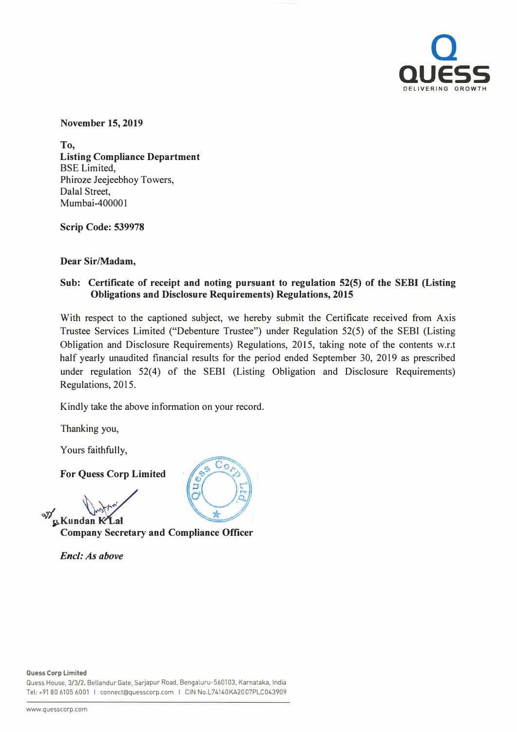November 15, 2019

To,
**Listing Compliance Department**
BSE Limited,
Phiroze Jeejeebhoy Towers,
Dalal Street,
Mumbai-400001

**Scrip Code: 539978**

**Dear Sir/Madam,**

**Sub: Certificate of receipt and noting pursuant to regulation 52(5) of the SEBI (Listing Obligations and Disclosure Requirements) Regulations, 2015**

With respect to the captioned subject, we hereby submit the Certificate received from Axis Trustee Services Limited ("Debenture Trustee") under Regulation 52(5) of the SEBI (Listing Obligation and Disclosure Requirements) Regulations, 2015, taking note of the contents w.r.t half yearly unaudited financial results for the period ended September 30, 2019 as prescribed under regulation 52(4) of the SEBI (Listing Obligation and Disclosure Requirements) Regulations, 2015.

Kindly take the above information on your record.

Thanking you,

Yours faithfully,

**For Quess Corp Limited**

**Kundan K Lal**
**Company Secretary and Compliance Officer**

***Encl: As above***

**Quess Corp Limited**
Quess House, 3/3/2, Bellandur Gate, Sarjapur Road, Bengaluru-560103, Karnataka, India
Tel: +91 80 6105 6001 | connect@quesscorp.com | CIN No.L74140KA2007PLC043909

www.quesscorp.com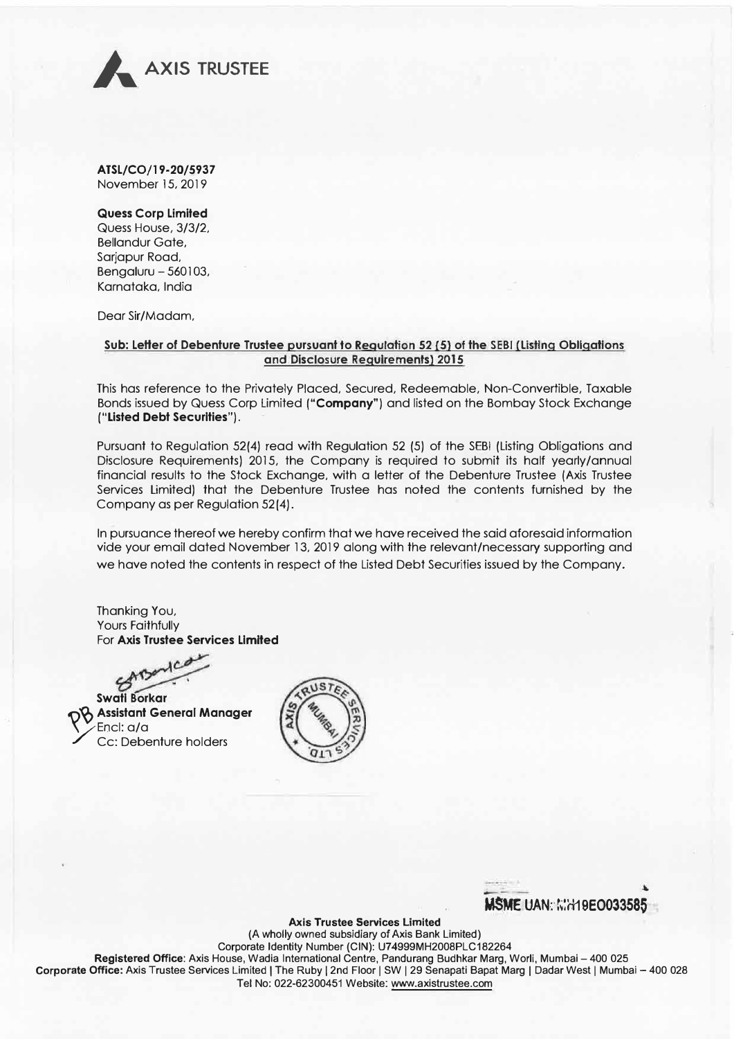# AXIS TRUSTEE

ATSL/CO/19-20/5937
November 15, 2019

**Quess Corp Limited**
Quess House, 3/3/2,
Bellandur Gate,
Sarjapur Road,
Bengaluru – 560103,
Karnataka, India

Dear Sir/Madam,

**Sub: Letter of Debenture Trustee pursuant to Regulation 52 (5) of the SEBI (Listing Obligations and Disclosure Requirements) 2015**

This has reference to the Privately Placed, Secured, Redeemable, Non-Convertible, Taxable Bonds issued by Quess Corp Limited (**"Company"**) and listed on the Bombay Stock Exchange (**"Listed Debt Securities"**).

Pursuant to Regulation 52(4) read with Regulation 52 (5) of the SEBI (Listing Obligations and Disclosure Requirements) 2015, the Company is required to submit its half yearly/annual financial results to the Stock Exchange, with a letter of the Debenture Trustee (Axis Trustee Services Limited) that the Debenture Trustee has noted the contents furnished by the Company as per Regulation 52(4).

In pursuance thereof we hereby confirm that we have received the said aforesaid information vide your email dated November 13, 2019 along with the relevant/necessary supporting and we have noted the contents in respect of the Listed Debt Securities issued by the Company.

Thanking You,
Yours Faithfully
For **Axis Trustee Services Limited**

**Swati Borkar**
**Assistant General Manager**
Encl: a/a
Cc: Debenture holders

**MSME UAN: MH19E0033585**

**Axis Trustee Services Limited**
(A wholly owned subsidiary of Axis Bank Limited)
Corporate Identity Number (CIN): U74999MH2008PLC182264
**Registered Office**: Axis House, Wadia International Centre, Pandurang Budhkar Marg, Worli, Mumbai – 400 025
**Corporate Office:** Axis Trustee Services Limited | The Ruby | 2nd Floor | SW | 29 Senapati Bapat Marg | Dadar West | Mumbai – 400 028
Tel No: 022-62300451 Website: www.axistrustee.com